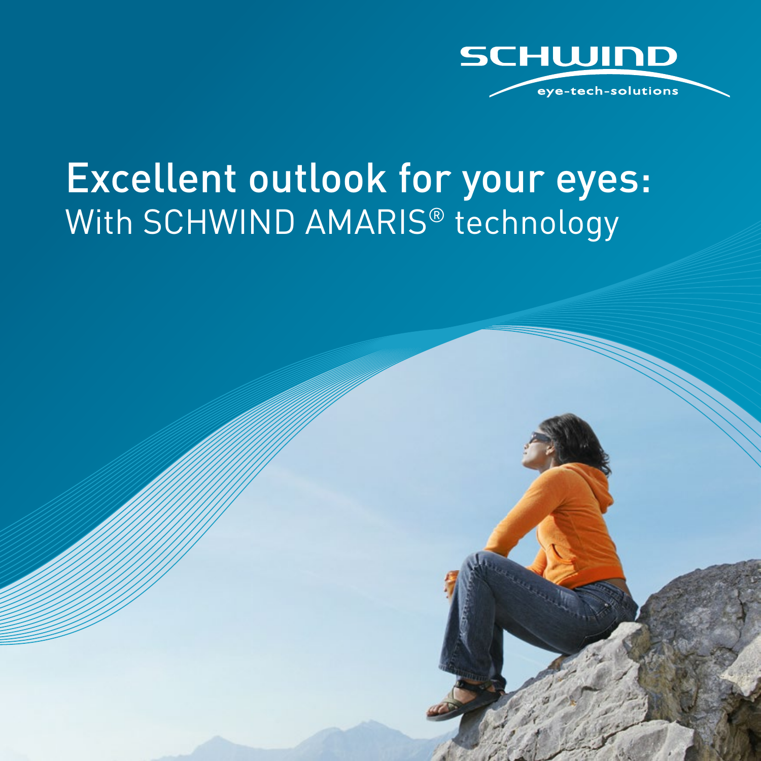SCHWIND

eye-tech-solutions

# Excellent outlook for your eyes:

## With SCHWIND AMARIS® technology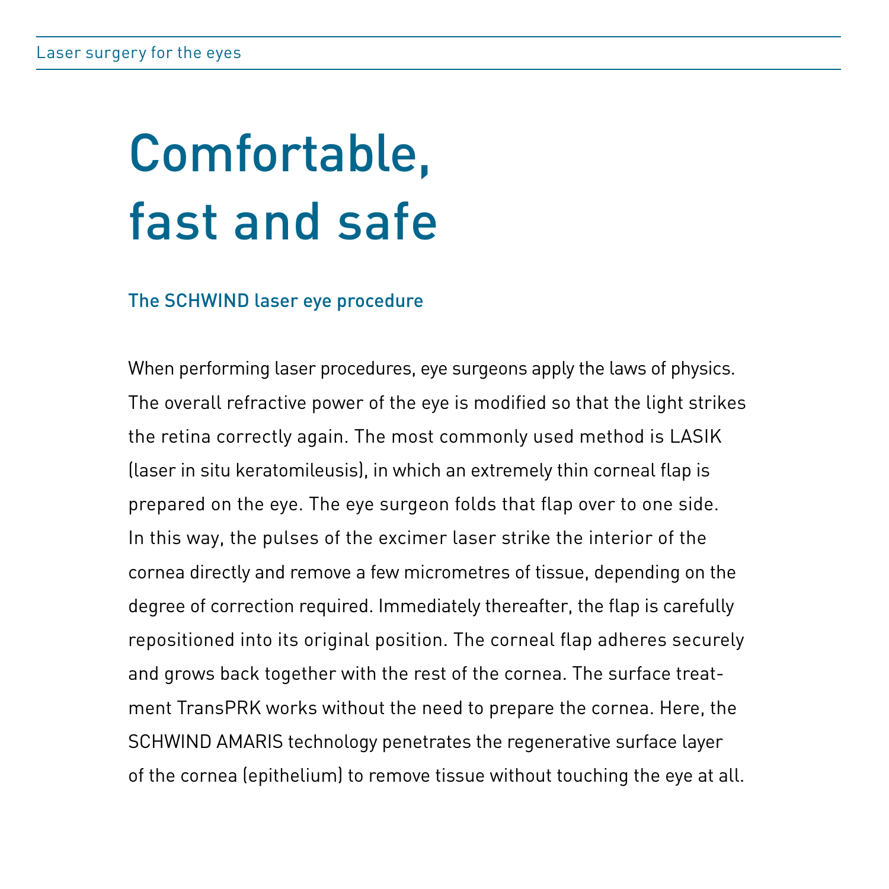# Comfortable, fast and safe

### The SCHWIND laser eye procedure

When performing laser procedures, eye surgeons apply the laws of physics. The overall refractive power of the eye is modified so that the light strikes the retina correctly again. The most commonly used method is LASIK (laser in situ keratomileusis), in which an extremely thin corneal flap is prepared on the eye. The eye surgeon folds that flap over to one side. In this way, the pulses of the excimer laser strike the interior of the cornea directly and remove a few micrometres of tissue, depending on the degree of correction required. Immediately thereafter, the flap is carefully repositioned into its original position. The corneal flap adheres securely and grows back together with the rest of the cornea. The surface treatment TransPRK works without the need to prepare the cornea. Here, the SCHWIND AMARIS technology penetrates the regenerative surface layer of the cornea (epithelium) to remove tissue without touching the eye at all.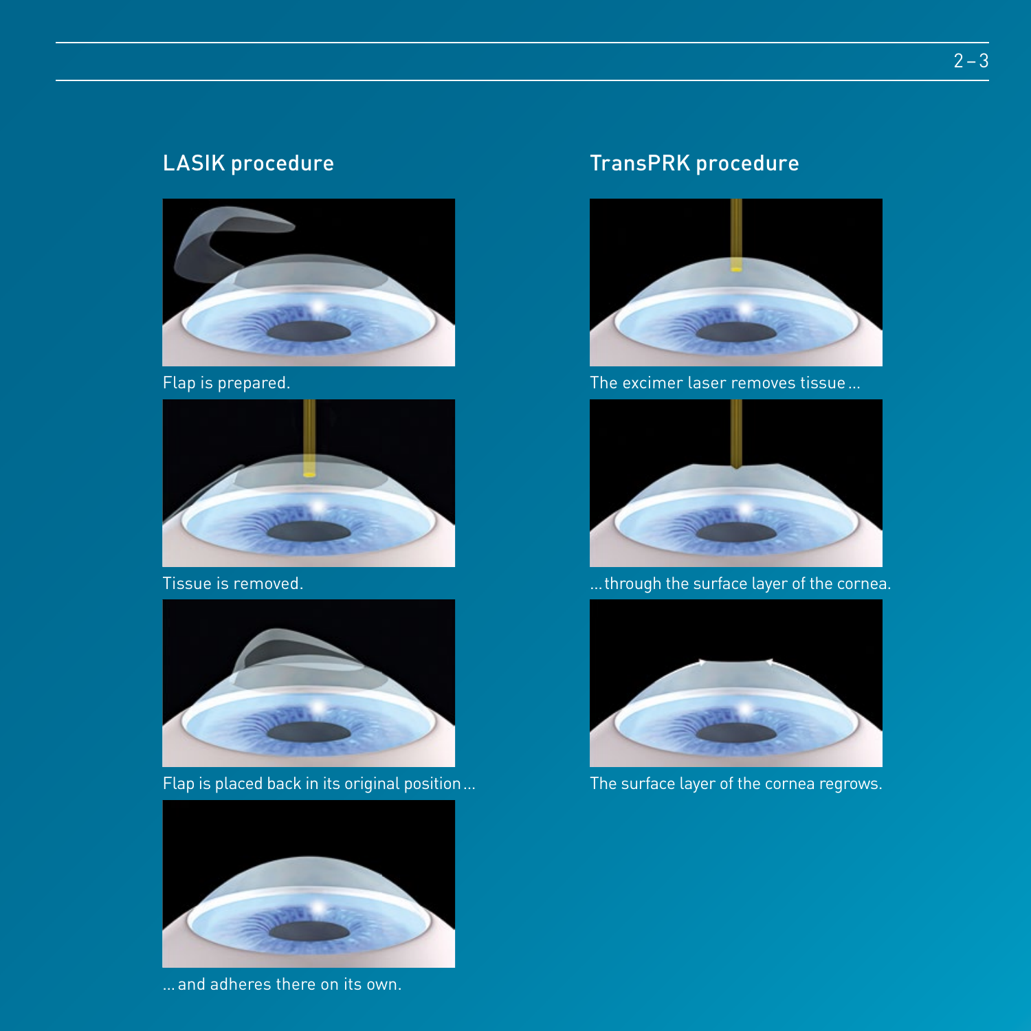## LASIK procedure

Flap is prepared.

Tissue is removed.

Flap is placed back in its original position …

… and adheres there on its own.

## TransPRK procedure

The excimer laser removes tissue …

… through the surface layer of the cornea.

The surface layer of the cornea regrows.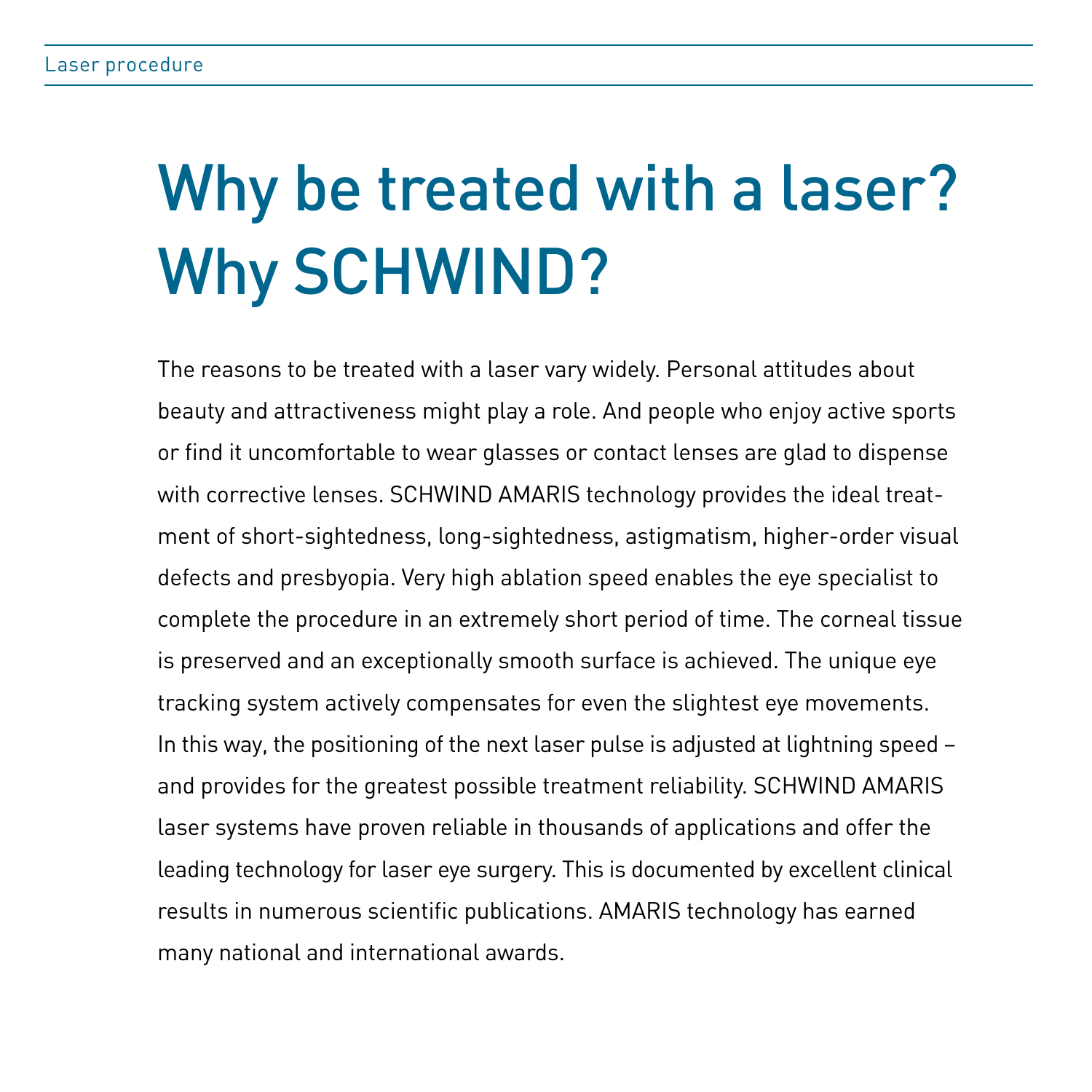# Why be treated with a laser? Why SCHWIND?

The reasons to be treated with a laser vary widely. Personal attitudes about beauty and attractiveness might play a role. And people who enjoy active sports or find it uncomfortable to wear glasses or contact lenses are glad to dispense with corrective lenses. SCHWIND AMARIS technology provides the ideal treatment of short-sightedness, long-sightedness, astigmatism, higher-order visual defects and presbyopia. Very high ablation speed enables the eye specialist to complete the procedure in an extremely short period of time. The corneal tissue is preserved and an exceptionally smooth surface is achieved. The unique eye tracking system actively compensates for even the slightest eye movements. In this way, the positioning of the next laser pulse is adjusted at lightning speed – and provides for the greatest possible treatment reliability. SCHWIND AMARIS laser systems have proven reliable in thousands of applications and offer the leading technology for laser eye surgery. This is documented by excellent clinical results in numerous scientific publications. AMARIS technology has earned many national and international awards.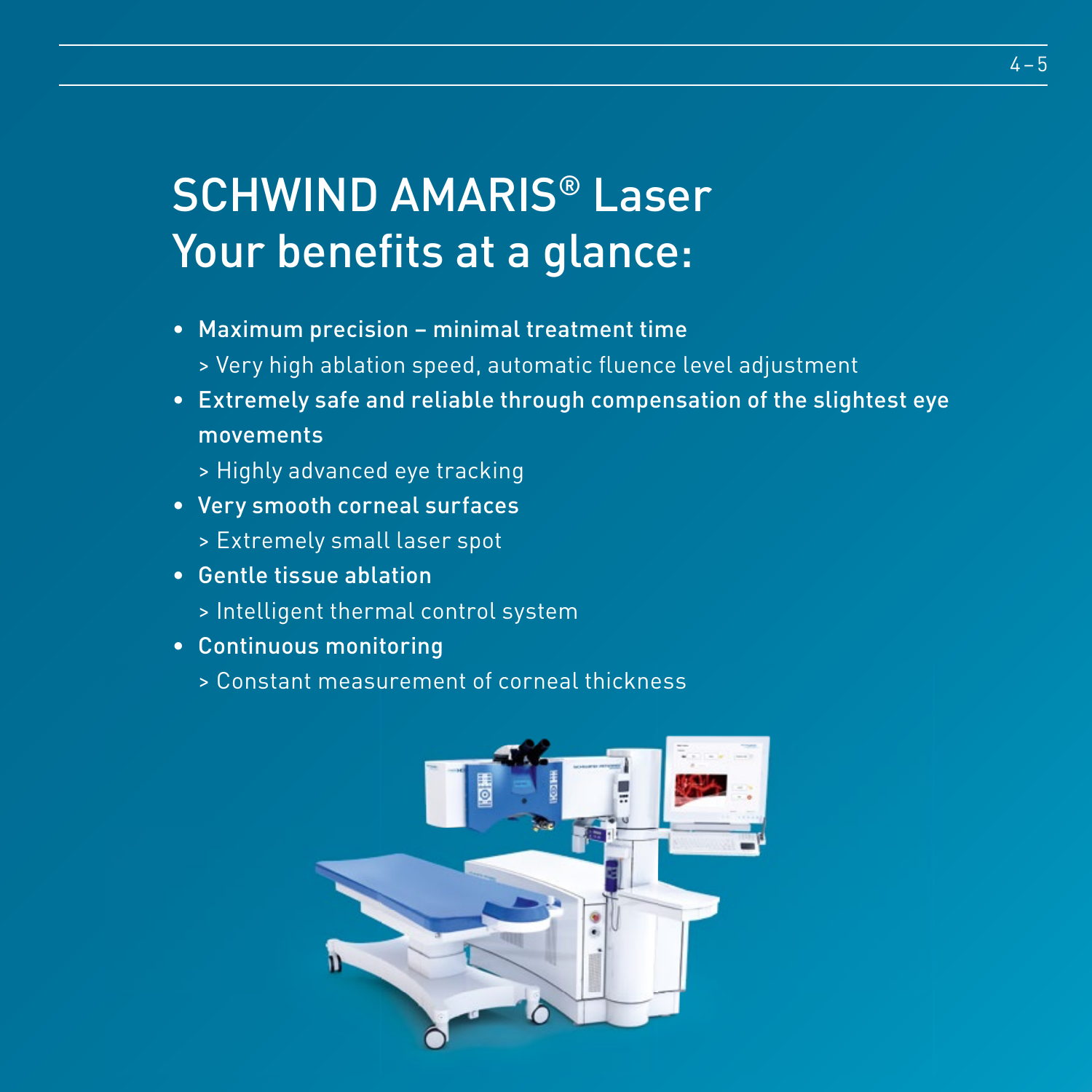# SCHWIND AMARIS® Laser
# Your benefits at a glance:

- **Maximum precision – minimal treatment time**
  > Very high ablation speed, automatic fluence level adjustment
- **Extremely safe and reliable through compensation of the slightest eye movements**
  > Highly advanced eye tracking
- **Very smooth corneal surfaces**
  > Extremely small laser spot
- **Gentle tissue ablation**
  > Intelligent thermal control system
- **Continuous monitoring**
  > Constant measurement of corneal thickness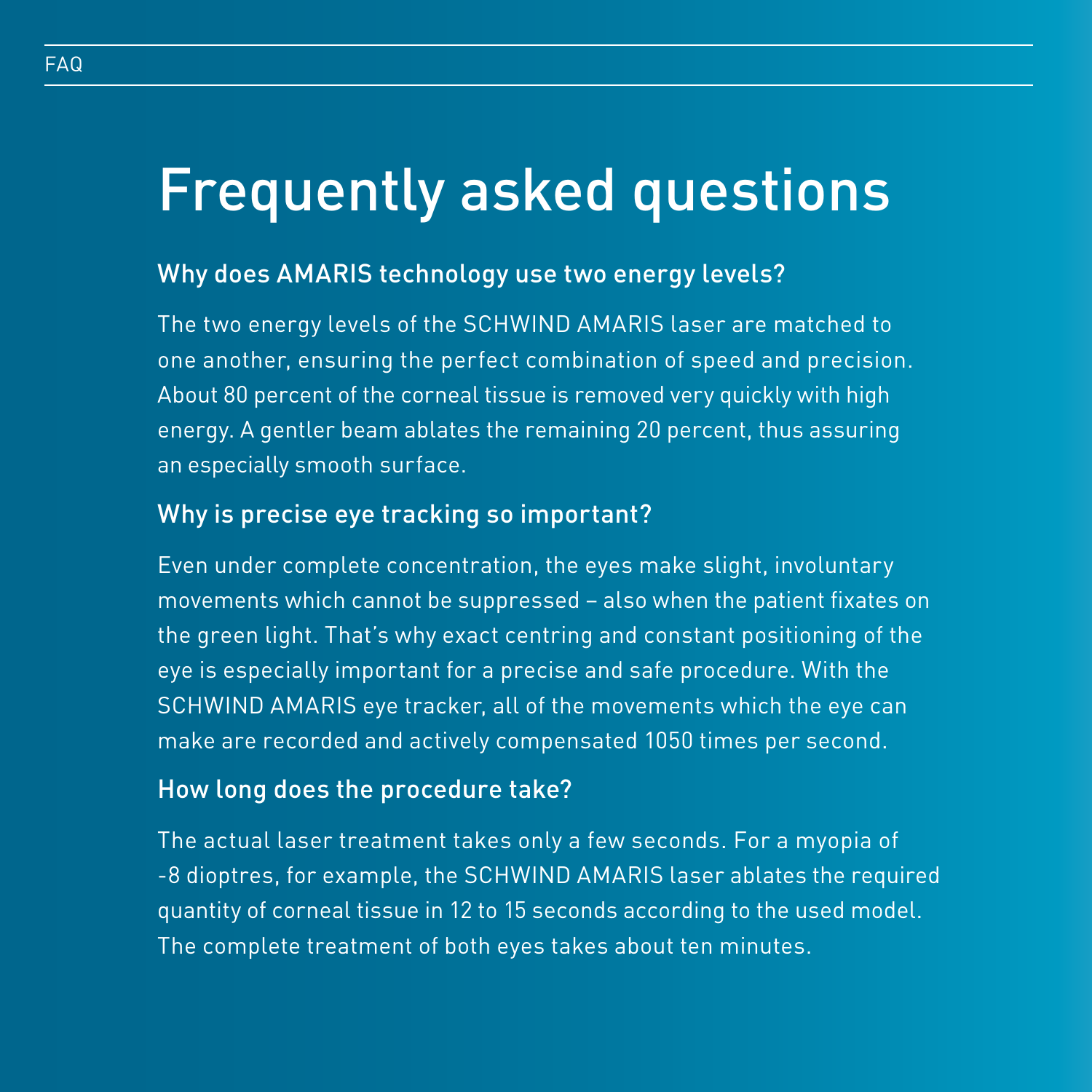# Frequently asked questions

## Why does AMARIS technology use two energy levels?

The two energy levels of the SCHWIND AMARIS laser are matched to one another, ensuring the perfect combination of speed and precision. About 80 percent of the corneal tissue is removed very quickly with high energy. A gentler beam ablates the remaining 20 percent, thus assuring an especially smooth surface.

## Why is precise eye tracking so important?

Even under complete concentration, the eyes make slight, involuntary movements which cannot be suppressed – also when the patient fixates on the green light. That's why exact centring and constant positioning of the eye is especially important for a precise and safe procedure. With the SCHWIND AMARIS eye tracker, all of the movements which the eye can make are recorded and actively compensated 1050 times per second.

## How long does the procedure take?

The actual laser treatment takes only a few seconds. For a myopia of -8 dioptres, for example, the SCHWIND AMARIS laser ablates the required quantity of corneal tissue in 12 to 15 seconds according to the used model. The complete treatment of both eyes takes about ten minutes.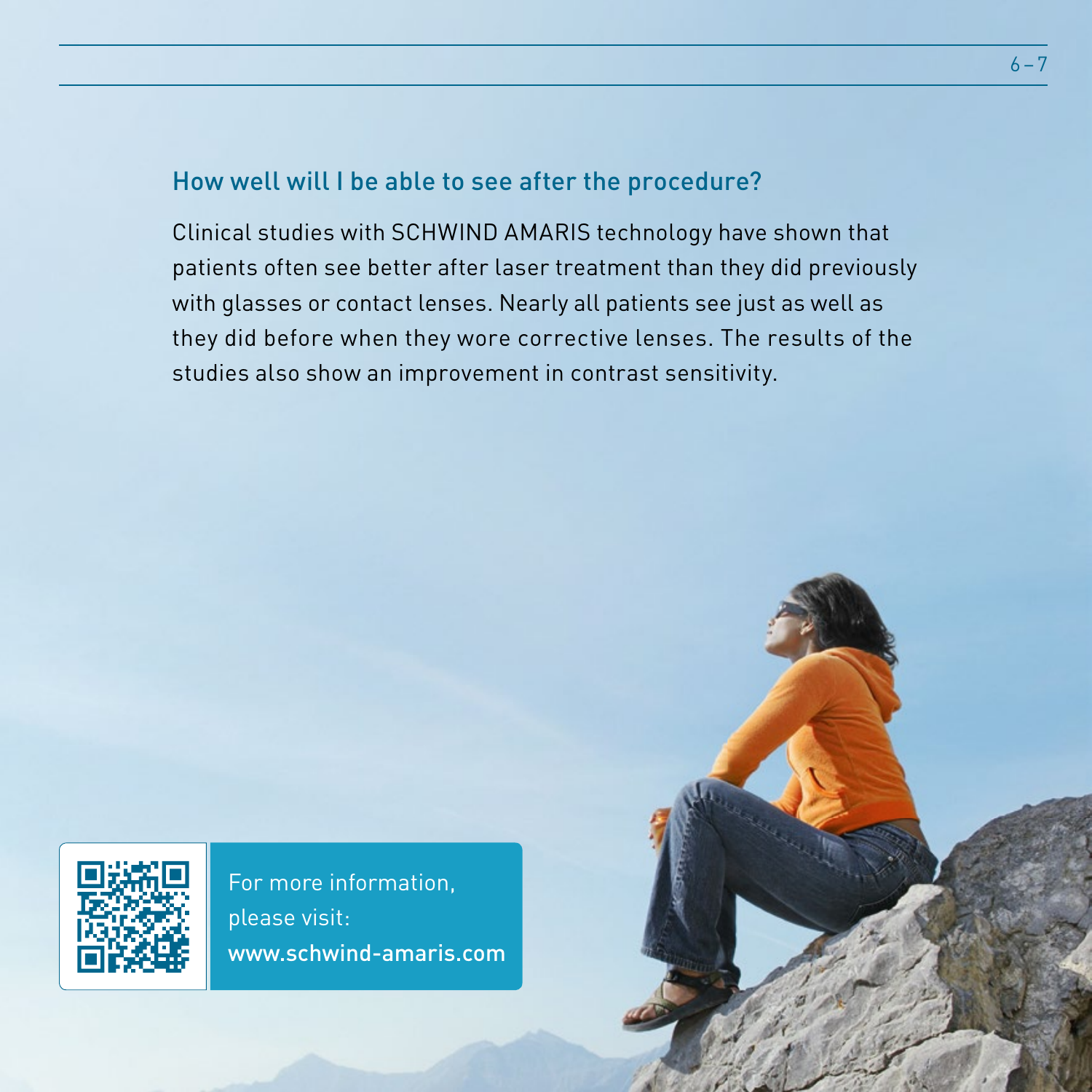## How well will I be able to see after the procedure?

Clinical studies with SCHWIND AMARIS technology have shown that patients often see better after laser treatment than they did previously with glasses or contact lenses. Nearly all patients see just as well as they did before when they wore corrective lenses. The results of the studies also show an improvement in contrast sensitivity.

For more information, please visit:
**www.schwind-amaris.com**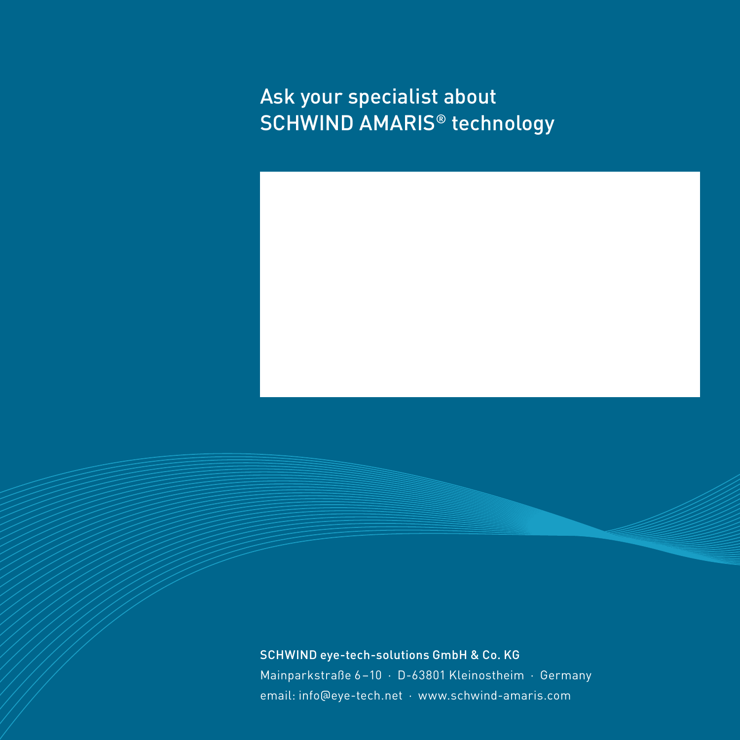## Ask your specialist about SCHWIND AMARIS® technology

**SCHWIND eye-tech-solutions GmbH & Co. KG**

Mainparkstraße 6–10 · D-63801 Kleinostheim · Germany

email: info@eye-tech.net · www.schwind-amaris.com